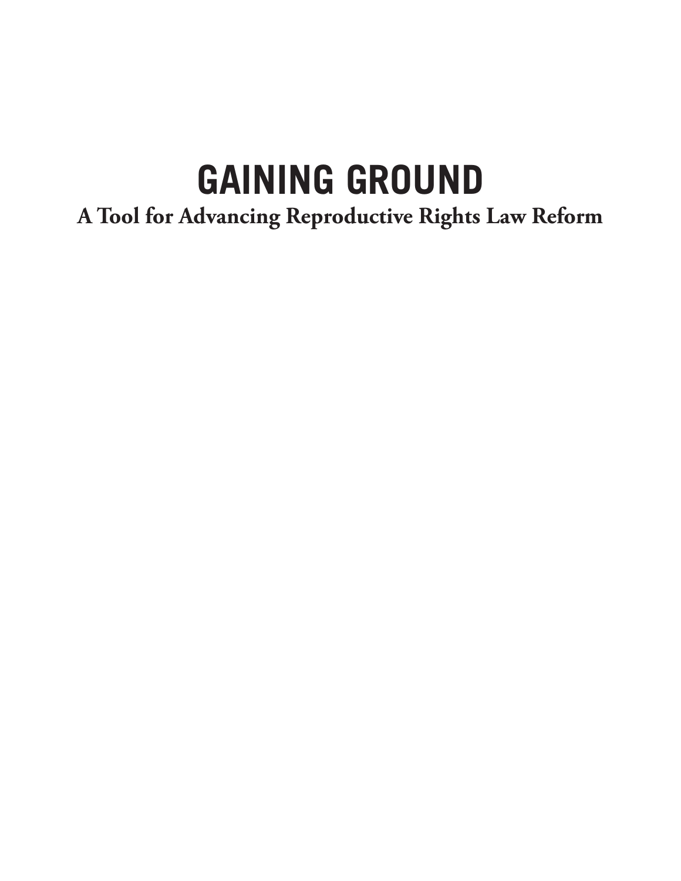# GAINING GROUND

## A Tool for Advancing Reproductive Rights Law Reform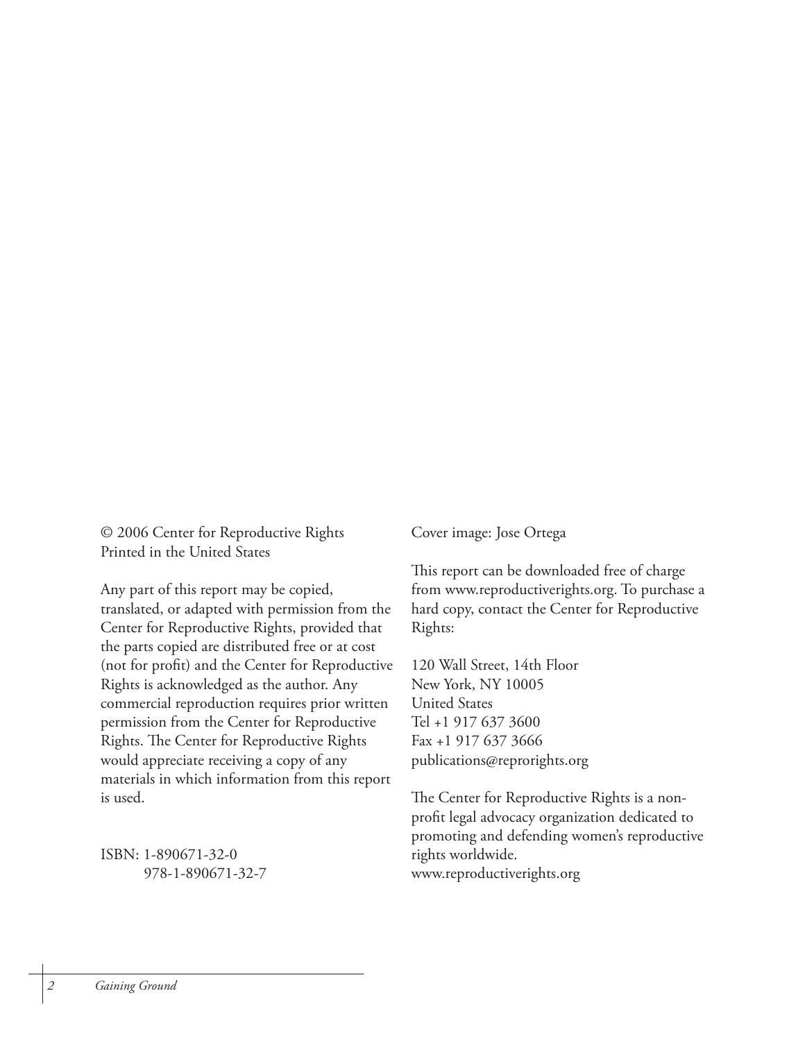© 2006 Center for Reproductive Rights
Printed in the United States

Any part of this report may be copied, translated, or adapted with permission from the Center for Reproductive Rights, provided that the parts copied are distributed free or at cost (not for profit) and the Center for Reproductive Rights is acknowledged as the author. Any commercial reproduction requires prior written permission from the Center for Reproductive Rights. The Center for Reproductive Rights would appreciate receiving a copy of any materials in which information from this report is used.

ISBN: 1-890671-32-0
978-1-890671-32-7

Cover image: Jose Ortega

This report can be downloaded free of charge from www.reproductiverights.org. To purchase a hard copy, contact the Center for Reproductive Rights:

120 Wall Street, 14th Floor
New York, NY 10005
United States
Tel +1 917 637 3600
Fax +1 917 637 3666
publications@reprorights.org

The Center for Reproductive Rights is a non-profit legal advocacy organization dedicated to promoting and defending women's reproductive rights worldwide.
www.reproductiverights.org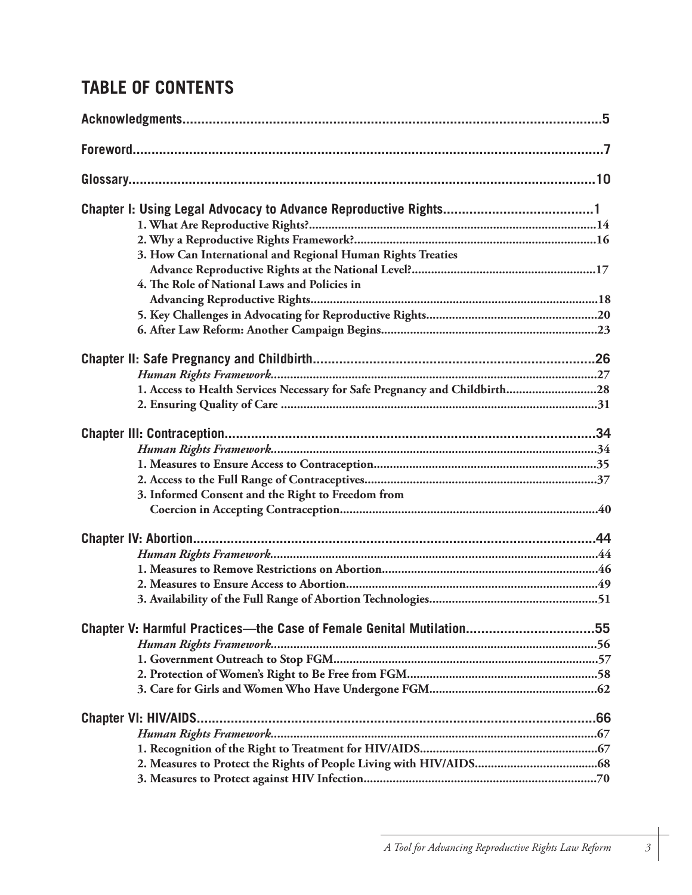## TABLE OF CONTENTS

**Acknowledgments**.....5

**Foreword**.....7

**Glossary**.....10

**Chapter I: Using Legal Advocacy to Advance Reproductive Rights**.....1

- **1. What Are Reproductive Rights?**.....14
- **2. Why a Reproductive Rights Framework?**.....16
- **3. How Can International and Regional Human Rights Treaties Advance Reproductive Rights at the National Level?**.....17
- **4. The Role of National Laws and Policies in Advancing Reproductive Rights**.....18
- **5. Key Challenges in Advocating for Reproductive Rights**.....20
- **6. After Law Reform: Another Campaign Begins**.....23

**Chapter II: Safe Pregnancy and Childbirth**.....26

- ***Human Rights Framework***.....27
- **1. Access to Health Services Necessary for Safe Pregnancy and Childbirth**.....28
- **2. Ensuring Quality of Care**.....31

**Chapter III: Contraception**.....34

- ***Human Rights Framework***.....34
- **1. Measures to Ensure Access to Contraception**.....35
- **2. Access to the Full Range of Contraceptives**.....37
- **3. Informed Consent and the Right to Freedom from Coercion in Accepting Contraception**.....40

**Chapter IV: Abortion**.....44

- ***Human Rights Framework***.....44
- **1. Measures to Remove Restrictions on Abortion**.....46
- **2. Measures to Ensure Access to Abortion**.....49
- **3. Availability of the Full Range of Abortion Technologies**.....51

**Chapter V: Harmful Practices—the Case of Female Genital Mutilation**.....55

- ***Human Rights Framework***.....56
- **1. Government Outreach to Stop FGM**.....57
- **2. Protection of Women's Right to Be Free from FGM**.....58
- **3. Care for Girls and Women Who Have Undergone FGM**.....62

**Chapter VI: HIV/AIDS**.....66

- ***Human Rights Framework***.....67
- **1. Recognition of the Right to Treatment for HIV/AIDS**.....67
- **2. Measures to Protect the Rights of People Living with HIV/AIDS**.....68
- **3. Measures to Protect against HIV Infection**.....70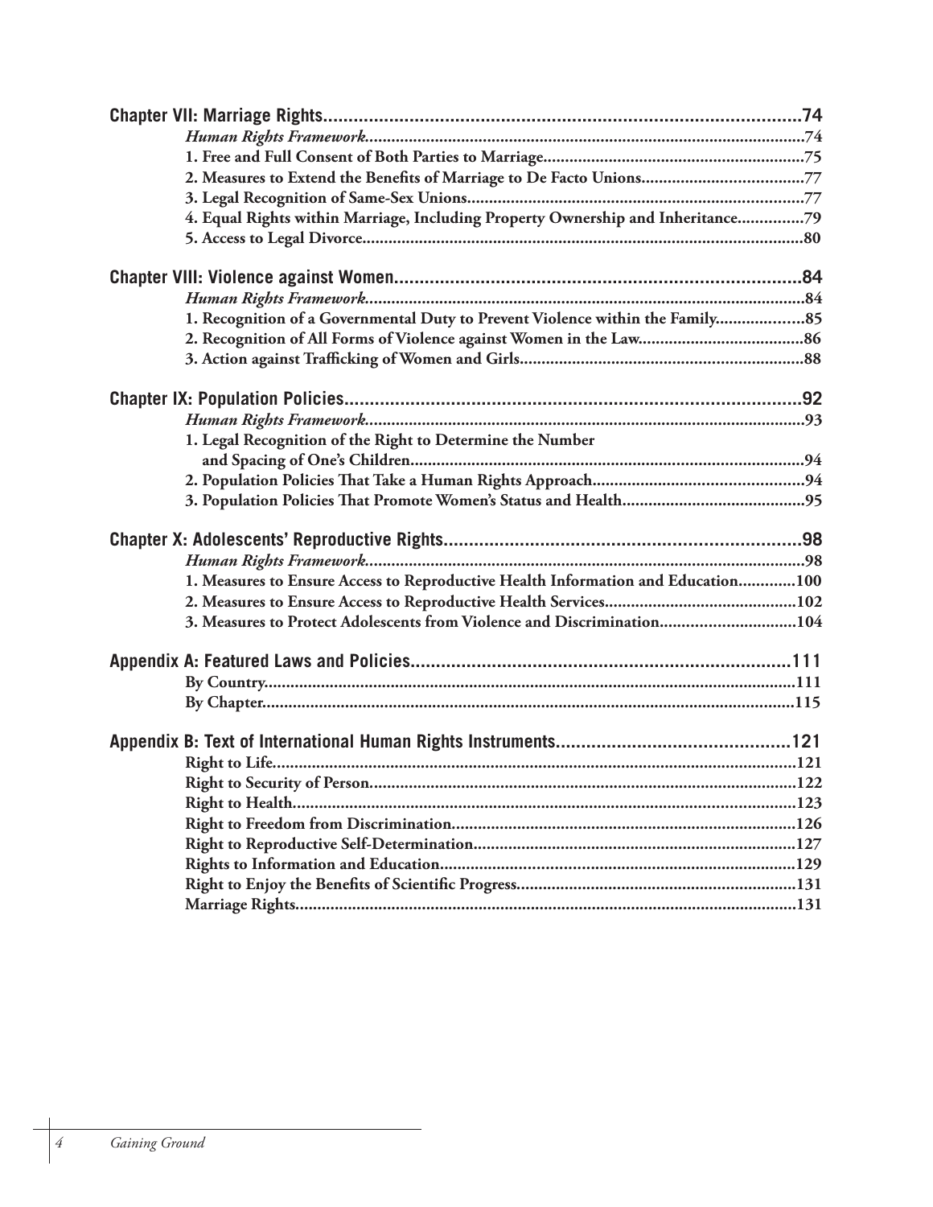**Chapter VII: Marriage Rights....................................................................................74**

*Human Rights Framework*....................................................................................74

**1. Free and Full Consent of Both Parties to Marriage............................................................75**

**2. Measures to Extend the Benefits of Marriage to De Facto Unions......................................77**

**3. Legal Recognition of Same-Sex Unions..............................................................................77**

**4. Equal Rights within Marriage, Including Property Ownership and Inheritance...............79**

**5. Access to Legal Divorce......................................................................................................80**

**Chapter VIII: Violence against Women................................................................................84**

*Human Rights Framework*....................................................................................84

**1. Recognition of a Governmental Duty to Prevent Violence within the Family....................85**

**2. Recognition of All Forms of Violence against Women in the Law.......................................86**

**3. Action against Trafficking of Women and Girls..................................................................88**

**Chapter IX: Population Policies............................................................................................92**

*Human Rights Framework*....................................................................................93

**1. Legal Recognition of the Right to Determine the Number and Spacing of One's Children...........................................................................................94**

**2. Population Policies That Take a Human Rights Approach..................................................94**

**3. Population Policies That Promote Women's Status and Health...........................................95**

**Chapter X: Adolescents' Reproductive Rights......................................................................98**

*Human Rights Framework*....................................................................................98

**1. Measures to Ensure Access to Reproductive Health Information and Education.............100**

**2. Measures to Ensure Access to Reproductive Health Services............................................102**

**3. Measures to Protect Adolescents from Violence and Discrimination................................104**

**Appendix A: Featured Laws and Policies...........................................................................111**

**By Country..........................................................................................................111**

**By Chapter..........................................................................................................115**

**Appendix B: Text of International Human Rights Instruments..............................................121**

**Right to Life........................................................................................................121**

**Right to Security of Person..................................................................................122**

**Right to Health....................................................................................................123**

**Right to Freedom from Discrimination...............................................................126**

**Right to Reproductive Self-Determination..........................................................127**

**Rights to Information and Education..................................................................129**

**Right to Enjoy the Benefits of Scientific Progress.................................................131**

**Marriage Rights...................................................................................................131**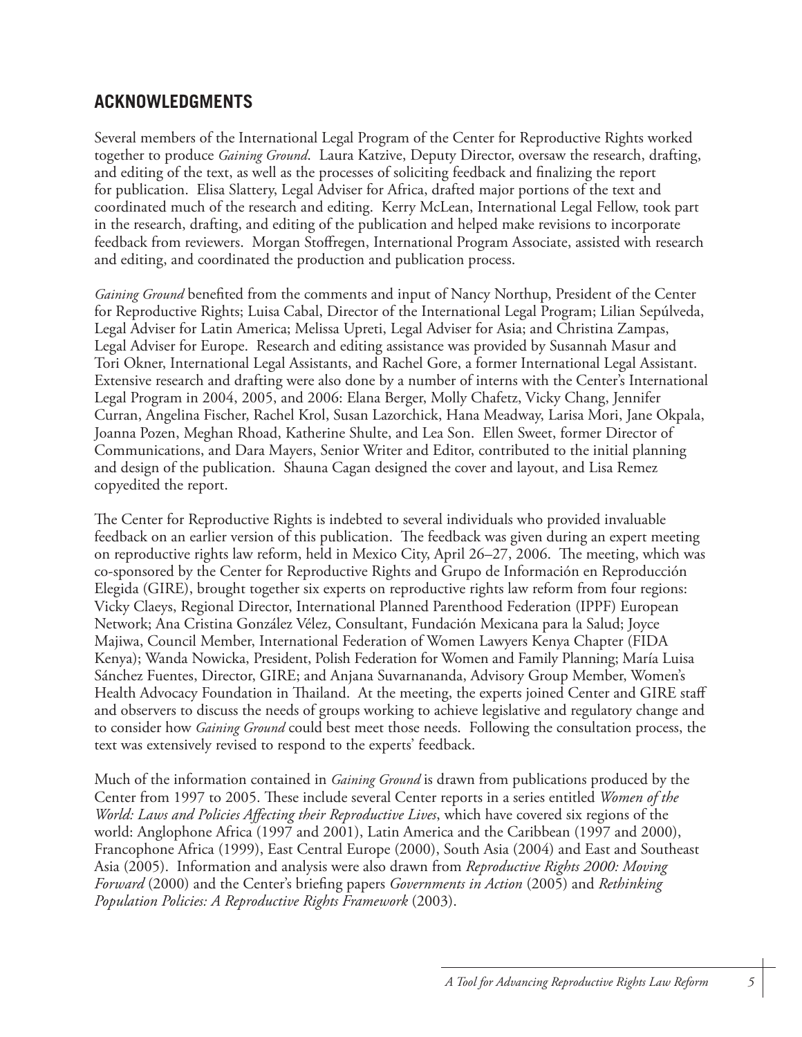## ACKNOWLEDGMENTS

Several members of the International Legal Program of the Center for Reproductive Rights worked together to produce *Gaining Ground*. Laura Katzive, Deputy Director, oversaw the research, drafting, and editing of the text, as well as the processes of soliciting feedback and finalizing the report for publication. Elisa Slattery, Legal Adviser for Africa, drafted major portions of the text and coordinated much of the research and editing. Kerry McLean, International Legal Fellow, took part in the research, drafting, and editing of the publication and helped make revisions to incorporate feedback from reviewers. Morgan Stoffregen, International Program Associate, assisted with research and editing, and coordinated the production and publication process.

*Gaining Ground* benefited from the comments and input of Nancy Northup, President of the Center for Reproductive Rights; Luisa Cabal, Director of the International Legal Program; Lilian Sepúlveda, Legal Adviser for Latin America; Melissa Upreti, Legal Adviser for Asia; and Christina Zampas, Legal Adviser for Europe. Research and editing assistance was provided by Susannah Masur and Tori Okner, International Legal Assistants, and Rachel Gore, a former International Legal Assistant. Extensive research and drafting were also done by a number of interns with the Center's International Legal Program in 2004, 2005, and 2006: Elana Berger, Molly Chafetz, Vicky Chang, Jennifer Curran, Angelina Fischer, Rachel Krol, Susan Lazorchick, Hana Meadway, Larisa Mori, Jane Okpala, Joanna Pozen, Meghan Rhoad, Katherine Shulte, and Lea Son. Ellen Sweet, former Director of Communications, and Dara Mayers, Senior Writer and Editor, contributed to the initial planning and design of the publication. Shauna Cagan designed the cover and layout, and Lisa Remez copyedited the report.

The Center for Reproductive Rights is indebted to several individuals who provided invaluable feedback on an earlier version of this publication. The feedback was given during an expert meeting on reproductive rights law reform, held in Mexico City, April 26–27, 2006. The meeting, which was co-sponsored by the Center for Reproductive Rights and Grupo de Información en Reproducción Elegida (GIRE), brought together six experts on reproductive rights law reform from four regions: Vicky Claeys, Regional Director, International Planned Parenthood Federation (IPPF) European Network; Ana Cristina González Vélez, Consultant, Fundación Mexicana para la Salud; Joyce Majiwa, Council Member, International Federation of Women Lawyers Kenya Chapter (FIDA Kenya); Wanda Nowicka, President, Polish Federation for Women and Family Planning; María Luisa Sánchez Fuentes, Director, GIRE; and Anjana Suvarnananda, Advisory Group Member, Women's Health Advocacy Foundation in Thailand. At the meeting, the experts joined Center and GIRE staff and observers to discuss the needs of groups working to achieve legislative and regulatory change and to consider how *Gaining Ground* could best meet those needs. Following the consultation process, the text was extensively revised to respond to the experts' feedback.

Much of the information contained in *Gaining Ground* is drawn from publications produced by the Center from 1997 to 2005. These include several Center reports in a series entitled *Women of the World: Laws and Policies Affecting their Reproductive Lives*, which have covered six regions of the world: Anglophone Africa (1997 and 2001), Latin America and the Caribbean (1997 and 2000), Francophone Africa (1999), East Central Europe (2000), South Asia (2004) and East and Southeast Asia (2005). Information and analysis were also drawn from *Reproductive Rights 2000: Moving Forward* (2000) and the Center's briefing papers *Governments in Action* (2005) and *Rethinking Population Policies: A Reproductive Rights Framework* (2003).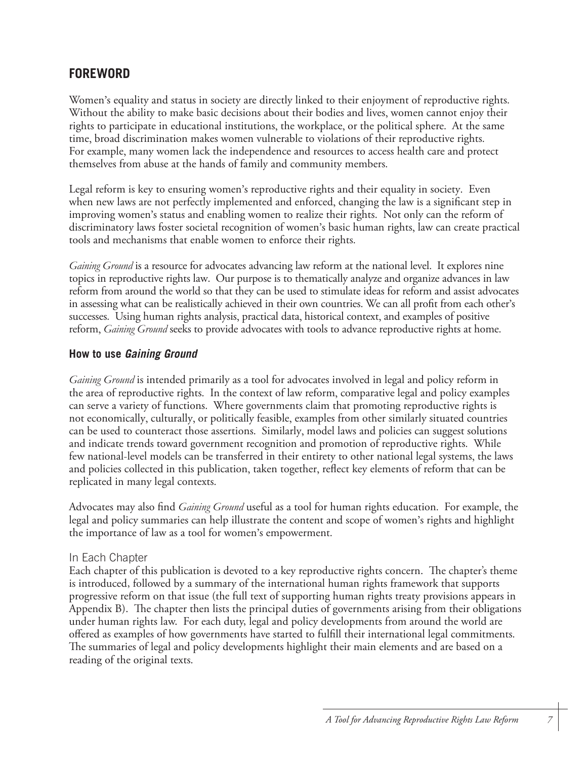## FOREWORD

Women's equality and status in society are directly linked to their enjoyment of reproductive rights. Without the ability to make basic decisions about their bodies and lives, women cannot enjoy their rights to participate in educational institutions, the workplace, or the political sphere. At the same time, broad discrimination makes women vulnerable to violations of their reproductive rights. For example, many women lack the independence and resources to access health care and protect themselves from abuse at the hands of family and community members.

Legal reform is key to ensuring women's reproductive rights and their equality in society. Even when new laws are not perfectly implemented and enforced, changing the law is a significant step in improving women's status and enabling women to realize their rights. Not only can the reform of discriminatory laws foster societal recognition of women's basic human rights, law can create practical tools and mechanisms that enable women to enforce their rights.

*Gaining Ground* is a resource for advocates advancing law reform at the national level. It explores nine topics in reproductive rights law. Our purpose is to thematically analyze and organize advances in law reform from around the world so that they can be used to stimulate ideas for reform and assist advocates in assessing what can be realistically achieved in their own countries. We can all profit from each other's successes. Using human rights analysis, practical data, historical context, and examples of positive reform, *Gaining Ground* seeks to provide advocates with tools to advance reproductive rights at home.

### How to use *Gaining Ground*

*Gaining Ground* is intended primarily as a tool for advocates involved in legal and policy reform in the area of reproductive rights. In the context of law reform, comparative legal and policy examples can serve a variety of functions. Where governments claim that promoting reproductive rights is not economically, culturally, or politically feasible, examples from other similarly situated countries can be used to counteract those assertions. Similarly, model laws and policies can suggest solutions and indicate trends toward government recognition and promotion of reproductive rights. While few national-level models can be transferred in their entirety to other national legal systems, the laws and policies collected in this publication, taken together, reflect key elements of reform that can be replicated in many legal contexts.

Advocates may also find *Gaining Ground* useful as a tool for human rights education. For example, the legal and policy summaries can help illustrate the content and scope of women's rights and highlight the importance of law as a tool for women's empowerment.

#### In Each Chapter

Each chapter of this publication is devoted to a key reproductive rights concern. The chapter's theme is introduced, followed by a summary of the international human rights framework that supports progressive reform on that issue (the full text of supporting human rights treaty provisions appears in Appendix B). The chapter then lists the principal duties of governments arising from their obligations under human rights law. For each duty, legal and policy developments from around the world are offered as examples of how governments have started to fulfill their international legal commitments. The summaries of legal and policy developments highlight their main elements and are based on a reading of the original texts.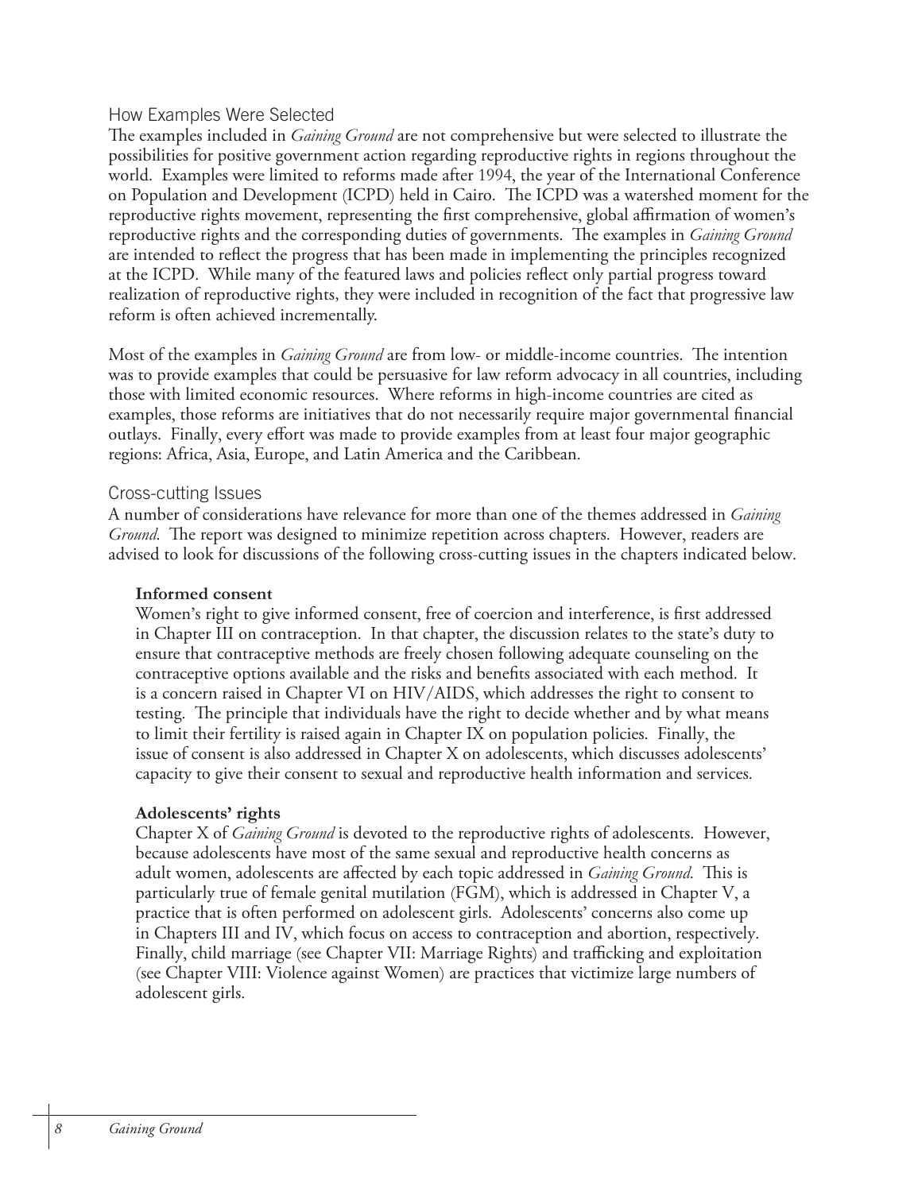## How Examples Were Selected

The examples included in *Gaining Ground* are not comprehensive but were selected to illustrate the possibilities for positive government action regarding reproductive rights in regions throughout the world. Examples were limited to reforms made after 1994, the year of the International Conference on Population and Development (ICPD) held in Cairo. The ICPD was a watershed moment for the reproductive rights movement, representing the first comprehensive, global affirmation of women's reproductive rights and the corresponding duties of governments. The examples in *Gaining Ground* are intended to reflect the progress that has been made in implementing the principles recognized at the ICPD. While many of the featured laws and policies reflect only partial progress toward realization of reproductive rights, they were included in recognition of the fact that progressive law reform is often achieved incrementally.

Most of the examples in *Gaining Ground* are from low- or middle-income countries. The intention was to provide examples that could be persuasive for law reform advocacy in all countries, including those with limited economic resources. Where reforms in high-income countries are cited as examples, those reforms are initiatives that do not necessarily require major governmental financial outlays. Finally, every effort was made to provide examples from at least four major geographic regions: Africa, Asia, Europe, and Latin America and the Caribbean.

## Cross-cutting Issues

A number of considerations have relevance for more than one of the themes addressed in *Gaining Ground*. The report was designed to minimize repetition across chapters. However, readers are advised to look for discussions of the following cross-cutting issues in the chapters indicated below.

**Informed consent**

Women's right to give informed consent, free of coercion and interference, is first addressed in Chapter III on contraception. In that chapter, the discussion relates to the state's duty to ensure that contraceptive methods are freely chosen following adequate counseling on the contraceptive options available and the risks and benefits associated with each method. It is a concern raised in Chapter VI on HIV/AIDS, which addresses the right to consent to testing. The principle that individuals have the right to decide whether and by what means to limit their fertility is raised again in Chapter IX on population policies. Finally, the issue of consent is also addressed in Chapter X on adolescents, which discusses adolescents' capacity to give their consent to sexual and reproductive health information and services.

**Adolescents' rights**

Chapter X of *Gaining Ground* is devoted to the reproductive rights of adolescents. However, because adolescents have most of the same sexual and reproductive health concerns as adult women, adolescents are affected by each topic addressed in *Gaining Ground*. This is particularly true of female genital mutilation (FGM), which is addressed in Chapter V, a practice that is often performed on adolescent girls. Adolescents' concerns also come up in Chapters III and IV, which focus on access to contraception and abortion, respectively. Finally, child marriage (see Chapter VII: Marriage Rights) and trafficking and exploitation (see Chapter VIII: Violence against Women) are practices that victimize large numbers of adolescent girls.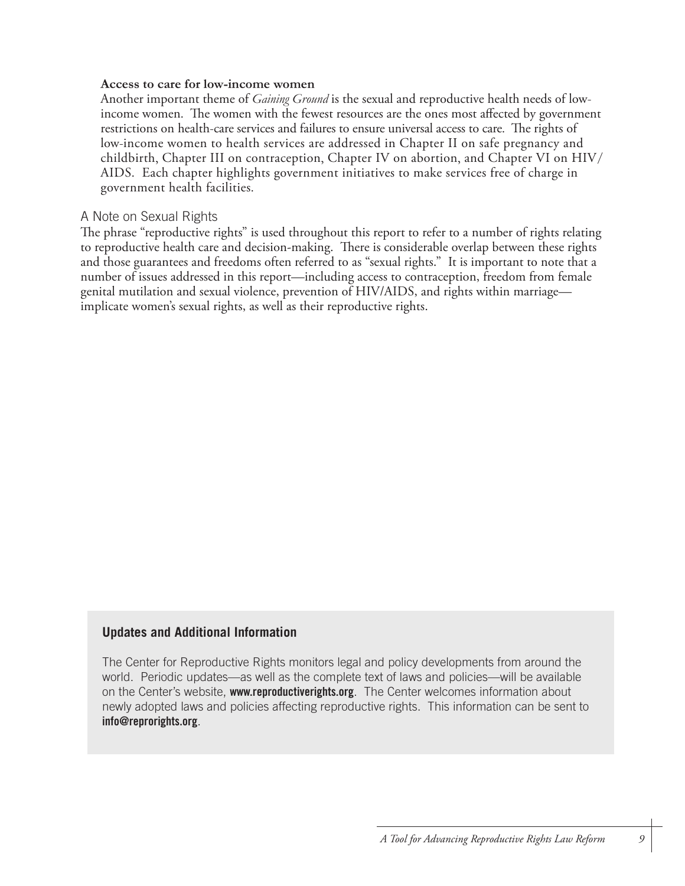**Access to care for low-income women**

Another important theme of *Gaining Ground* is the sexual and reproductive health needs of low-income women. The women with the fewest resources are the ones most affected by government restrictions on health-care services and failures to ensure universal access to care. The rights of low-income women to health services are addressed in Chapter II on safe pregnancy and childbirth, Chapter III on contraception, Chapter IV on abortion, and Chapter VI on HIV/AIDS. Each chapter highlights government initiatives to make services free of charge in government health facilities.

## A Note on Sexual Rights

The phrase "reproductive rights" is used throughout this report to refer to a number of rights relating to reproductive health care and decision-making. There is considerable overlap between these rights and those guarantees and freedoms often referred to as "sexual rights." It is important to note that a number of issues addressed in this report—including access to contraception, freedom from female genital mutilation and sexual violence, prevention of HIV/AIDS, and rights within marriage—implicate women's sexual rights, as well as their reproductive rights.

### Updates and Additional Information

The Center for Reproductive Rights monitors legal and policy developments from around the world. Periodic updates—as well as the complete text of laws and policies—will be available on the Center's website, **www.reproductiverights.org**. The Center welcomes information about newly adopted laws and policies affecting reproductive rights. This information can be sent to **info@reprorights.org**.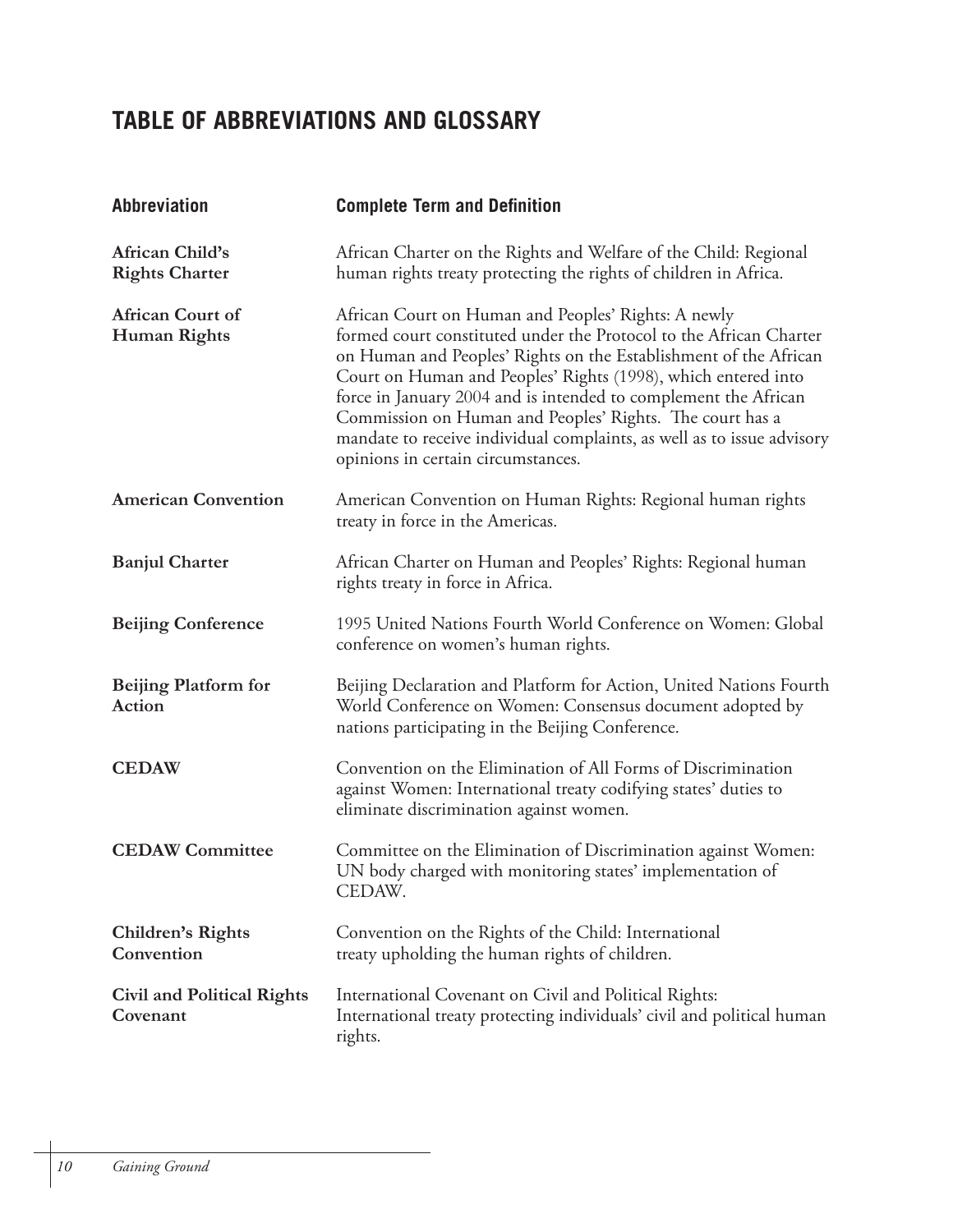## TABLE OF ABBREVIATIONS AND GLOSSARY

| Abbreviation | Complete Term and Definition |
|---|---|
| **African Child's Rights Charter** | African Charter on the Rights and Welfare of the Child: Regional human rights treaty protecting the rights of children in Africa. |
| **African Court of Human Rights** | African Court on Human and Peoples' Rights: A newly formed court constituted under the Protocol to the African Charter on Human and Peoples' Rights on the Establishment of the African Court on Human and Peoples' Rights (1998), which entered into force in January 2004 and is intended to complement the African Commission on Human and Peoples' Rights. The court has a mandate to receive individual complaints, as well as to issue advisory opinions in certain circumstances. |
| **American Convention** | American Convention on Human Rights: Regional human rights treaty in force in the Americas. |
| **Banjul Charter** | African Charter on Human and Peoples' Rights: Regional human rights treaty in force in Africa. |
| **Beijing Conference** | 1995 United Nations Fourth World Conference on Women: Global conference on women's human rights. |
| **Beijing Platform for Action** | Beijing Declaration and Platform for Action, United Nations Fourth World Conference on Women: Consensus document adopted by nations participating in the Beijing Conference. |
| **CEDAW** | Convention on the Elimination of All Forms of Discrimination against Women: International treaty codifying states' duties to eliminate discrimination against women. |
| **CEDAW Committee** | Committee on the Elimination of Discrimination against Women: UN body charged with monitoring states' implementation of CEDAW. |
| **Children's Rights Convention** | Convention on the Rights of the Child: International treaty upholding the human rights of children. |
| **Civil and Political Rights Covenant** | International Covenant on Civil and Political Rights: International treaty protecting individuals' civil and political human rights. |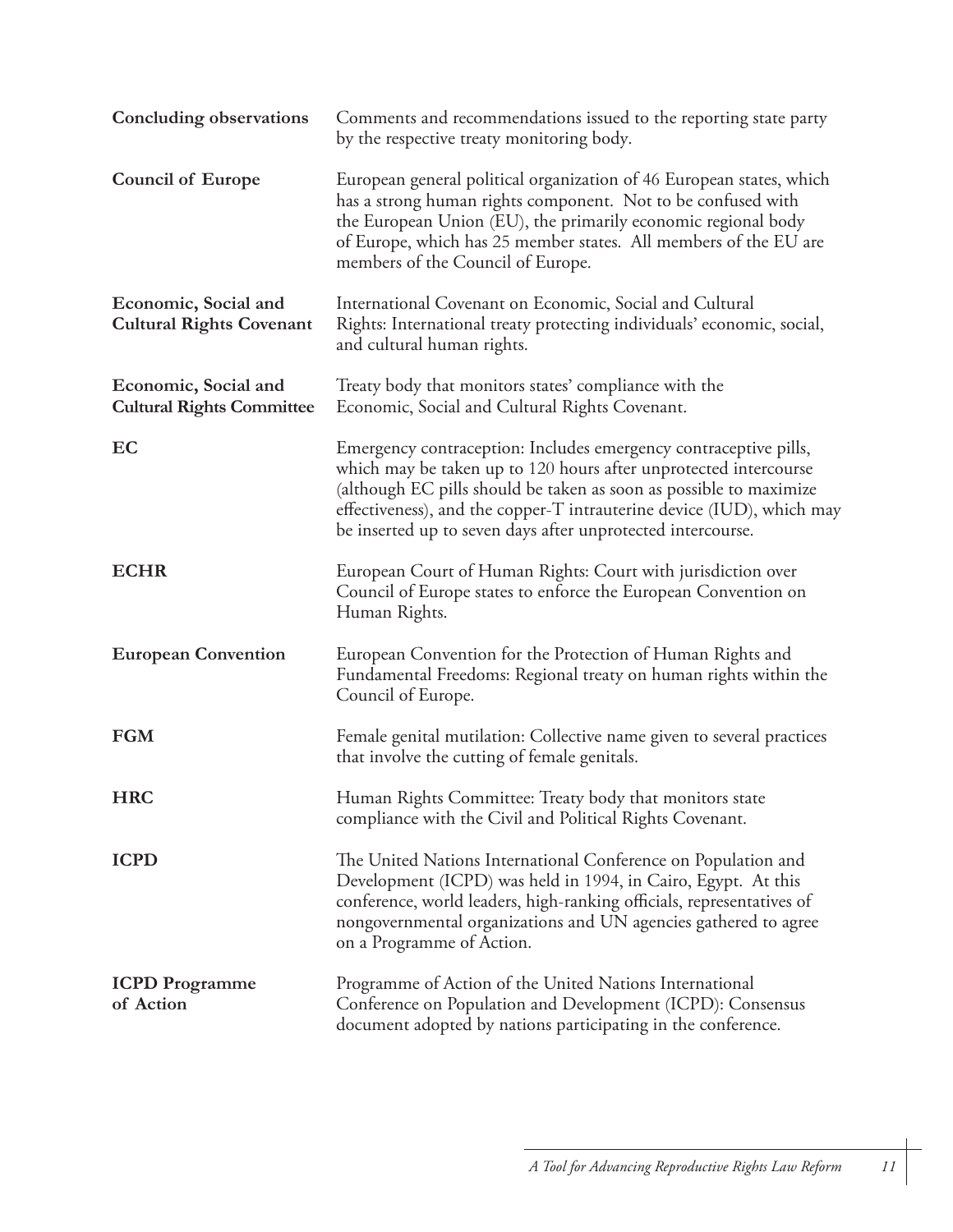| | |
|---|---|
| **Concluding observations** | Comments and recommendations issued to the reporting state party by the respective treaty monitoring body. |
| **Council of Europe** | European general political organization of 46 European states, which has a strong human rights component. Not to be confused with the European Union (EU), the primarily economic regional body of Europe, which has 25 member states. All members of the EU are members of the Council of Europe. |
| **Economic, Social and Cultural Rights Covenant** | International Covenant on Economic, Social and Cultural Rights: International treaty protecting individuals' economic, social, and cultural human rights. |
| **Economic, Social and Cultural Rights Committee** | Treaty body that monitors states' compliance with the Economic, Social and Cultural Rights Covenant. |
| **EC** | Emergency contraception: Includes emergency contraceptive pills, which may be taken up to 120 hours after unprotected intercourse (although EC pills should be taken as soon as possible to maximize effectiveness), and the copper-T intrauterine device (IUD), which may be inserted up to seven days after unprotected intercourse. |
| **ECHR** | European Court of Human Rights: Court with jurisdiction over Council of Europe states to enforce the European Convention on Human Rights. |
| **European Convention** | European Convention for the Protection of Human Rights and Fundamental Freedoms: Regional treaty on human rights within the Council of Europe. |
| **FGM** | Female genital mutilation: Collective name given to several practices that involve the cutting of female genitals. |
| **HRC** | Human Rights Committee: Treaty body that monitors state compliance with the Civil and Political Rights Covenant. |
| **ICPD** | The United Nations International Conference on Population and Development (ICPD) was held in 1994, in Cairo, Egypt. At this conference, world leaders, high-ranking officials, representatives of nongovernmental organizations and UN agencies gathered to agree on a Programme of Action. |
| **ICPD Programme of Action** | Programme of Action of the United Nations International Conference on Population and Development (ICPD): Consensus document adopted by nations participating in the conference. |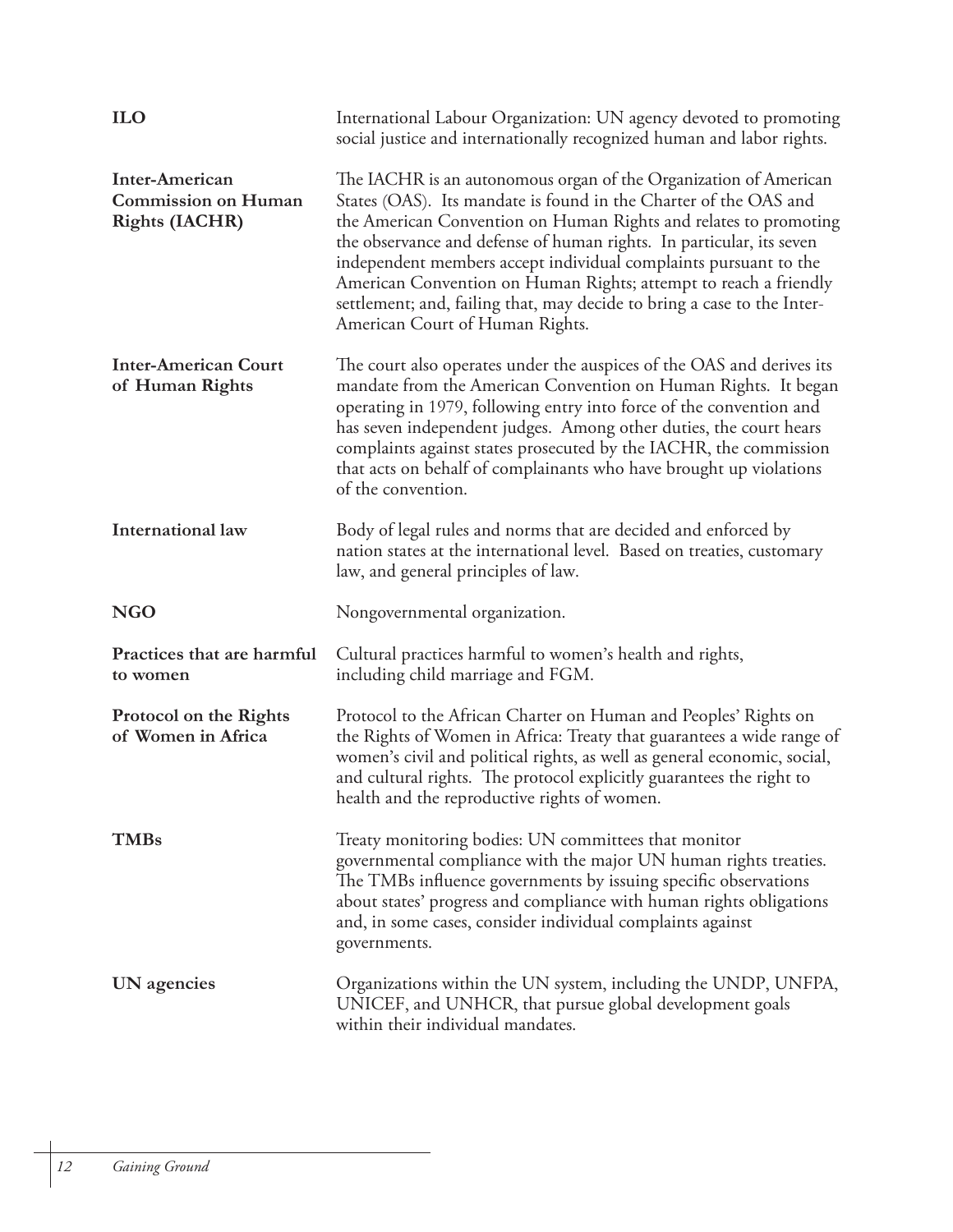| | |
|---|---|
| **ILO** | International Labour Organization: UN agency devoted to promoting social justice and internationally recognized human and labor rights. |
| **Inter-American Commission on Human Rights (IACHR)** | The IACHR is an autonomous organ of the Organization of American States (OAS). Its mandate is found in the Charter of the OAS and the American Convention on Human Rights and relates to promoting the observance and defense of human rights. In particular, its seven independent members accept individual complaints pursuant to the American Convention on Human Rights; attempt to reach a friendly settlement; and, failing that, may decide to bring a case to the Inter-American Court of Human Rights. |
| **Inter-American Court of Human Rights** | The court also operates under the auspices of the OAS and derives its mandate from the American Convention on Human Rights. It began operating in 1979, following entry into force of the convention and has seven independent judges. Among other duties, the court hears complaints against states prosecuted by the IACHR, the commission that acts on behalf of complainants who have brought up violations of the convention. |
| **International law** | Body of legal rules and norms that are decided and enforced by nation states at the international level. Based on treaties, customary law, and general principles of law. |
| **NGO** | Nongovernmental organization. |
| **Practices that are harmful to women** | Cultural practices harmful to women's health and rights, including child marriage and FGM. |
| **Protocol on the Rights of Women in Africa** | Protocol to the African Charter on Human and Peoples' Rights on the Rights of Women in Africa: Treaty that guarantees a wide range of women's civil and political rights, as well as general economic, social, and cultural rights. The protocol explicitly guarantees the right to health and the reproductive rights of women. |
| **TMBs** | Treaty monitoring bodies: UN committees that monitor governmental compliance with the major UN human rights treaties. The TMBs influence governments by issuing specific observations about states' progress and compliance with human rights obligations and, in some cases, consider individual complaints against governments. |
| **UN agencies** | Organizations within the UN system, including the UNDP, UNFPA, UNICEF, and UNHCR, that pursue global development goals within their individual mandates. |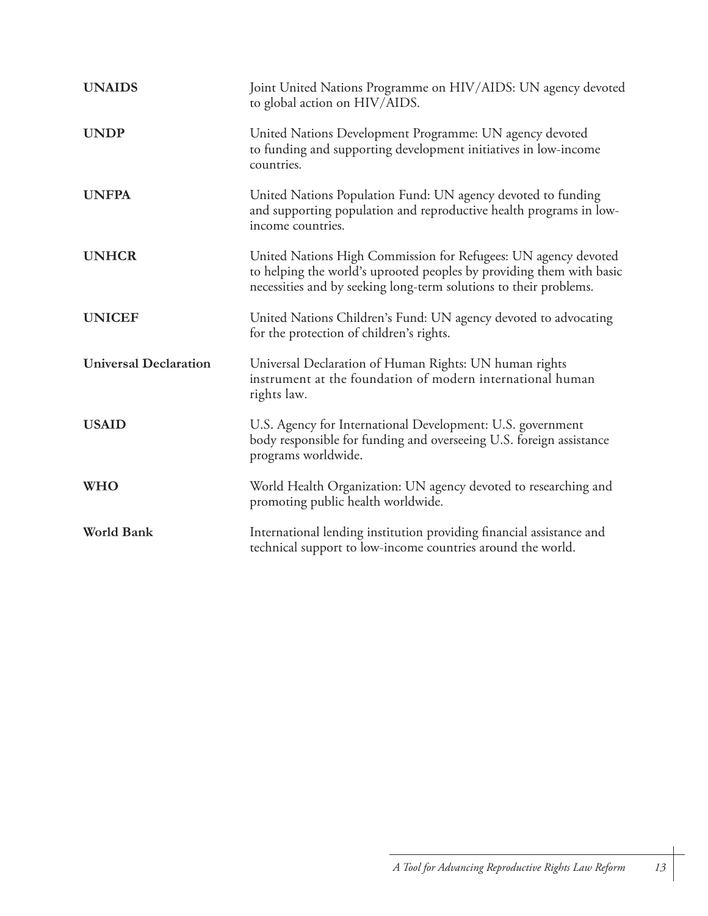| | |
|---|---|
| **UNAIDS** | Joint United Nations Programme on HIV/AIDS: UN agency devoted to global action on HIV/AIDS. |
| **UNDP** | United Nations Development Programme: UN agency devoted to funding and supporting development initiatives in low-income countries. |
| **UNFPA** | United Nations Population Fund: UN agency devoted to funding and supporting population and reproductive health programs in low-income countries. |
| **UNHCR** | United Nations High Commission for Refugees: UN agency devoted to helping the world's uprooted peoples by providing them with basic necessities and by seeking long-term solutions to their problems. |
| **UNICEF** | United Nations Children's Fund: UN agency devoted to advocating for the protection of children's rights. |
| **Universal Declaration** | Universal Declaration of Human Rights: UN human rights instrument at the foundation of modern international human rights law. |
| **USAID** | U.S. Agency for International Development: U.S. government body responsible for funding and overseeing U.S. foreign assistance programs worldwide. |
| **WHO** | World Health Organization: UN agency devoted to researching and promoting public health worldwide. |
| **World Bank** | International lending institution providing financial assistance and technical support to low-income countries around the world. |